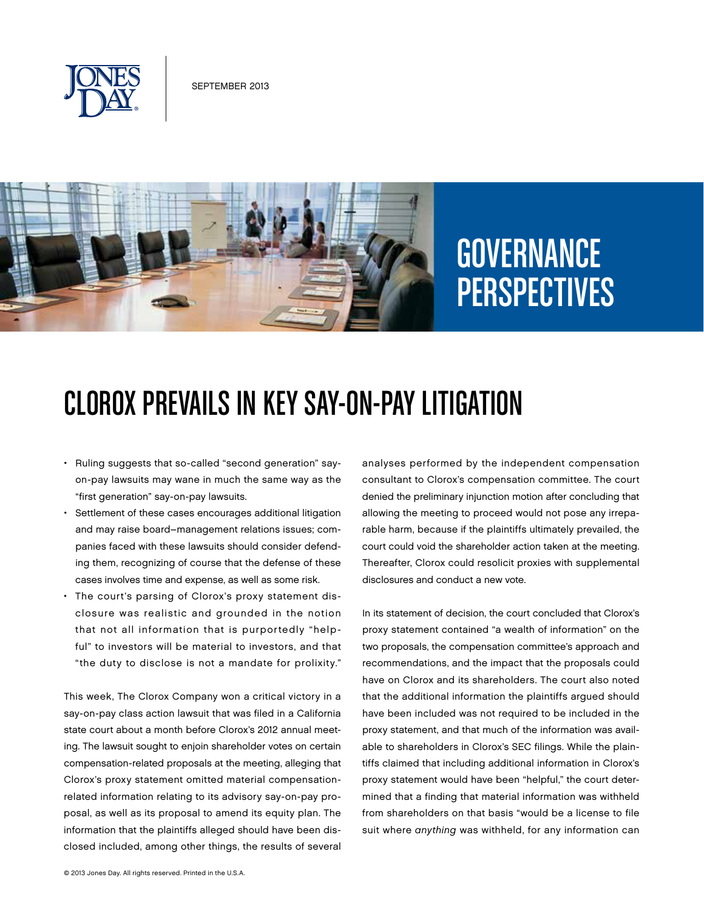SEPTEMBER 2013

# GOVERNANCE PERSPECTIVES

# CLOROX PREVAILS IN KEY SAY-ON-PAY LITIGATION

- Ruling suggests that so-called "second generation" say-on-pay lawsuits may wane in much the same way as the "first generation" say-on-pay lawsuits.
- Settlement of these cases encourages additional litigation and may raise board–management relations issues; companies faced with these lawsuits should consider defending them, recognizing of course that the defense of these cases involves time and expense, as well as some risk.
- The court's parsing of Clorox's proxy statement disclosure was realistic and grounded in the notion that not all information that is purportedly "helpful" to investors will be material to investors, and that "the duty to disclose is not a mandate for prolixity."

This week, The Clorox Company won a critical victory in a say-on-pay class action lawsuit that was filed in a California state court about a month before Clorox's 2012 annual meeting. The lawsuit sought to enjoin shareholder votes on certain compensation-related proposals at the meeting, alleging that Clorox's proxy statement omitted material compensation-related information relating to its advisory say-on-pay proposal, as well as its proposal to amend its equity plan. The information that the plaintiffs alleged should have been disclosed included, among other things, the results of several analyses performed by the independent compensation consultant to Clorox's compensation committee. The court denied the preliminary injunction motion after concluding that allowing the meeting to proceed would not pose any irreparable harm, because if the plaintiffs ultimately prevailed, the court could void the shareholder action taken at the meeting. Thereafter, Clorox could resolicit proxies with supplemental disclosures and conduct a new vote.

In its statement of decision, the court concluded that Clorox's proxy statement contained "a wealth of information" on the two proposals, the compensation committee's approach and recommendations, and the impact that the proposals could have on Clorox and its shareholders. The court also noted that the additional information the plaintiffs argued should have been included was not required to be included in the proxy statement, and that much of the information was available to shareholders in Clorox's SEC filings. While the plaintiffs claimed that including additional information in Clorox's proxy statement would have been "helpful," the court determined that a finding that material information was withheld from shareholders on that basis "would be a license to file suit where *anything* was withheld, for any information can

© 2013 Jones Day. All rights reserved. Printed in the U.S.A.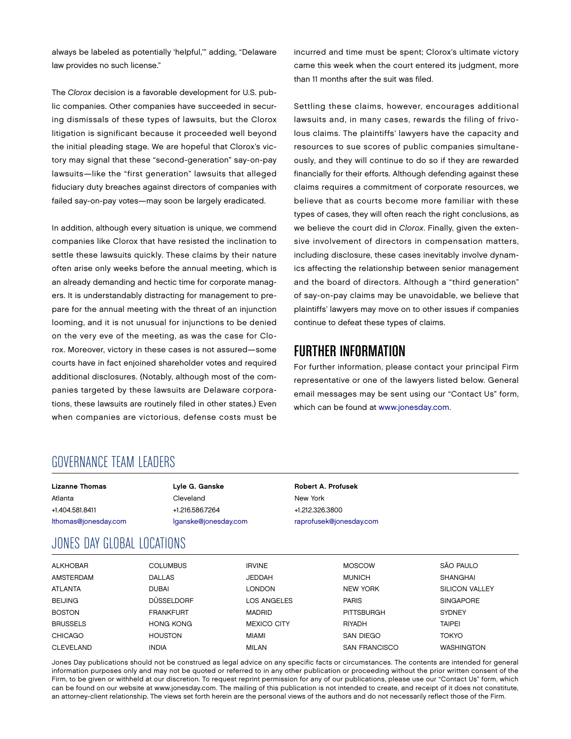always be labeled as potentially 'helpful,'" adding, "Delaware law provides no such license."

The *Clorox* decision is a favorable development for U.S. public companies. Other companies have succeeded in securing dismissals of these types of lawsuits, but the Clorox litigation is significant because it proceeded well beyond the initial pleading stage. We are hopeful that Clorox's victory may signal that these "second-generation" say-on-pay lawsuits—like the "first generation" lawsuits that alleged fiduciary duty breaches against directors of companies with failed say-on-pay votes—may soon be largely eradicated.

In addition, although every situation is unique, we commend companies like Clorox that have resisted the inclination to settle these lawsuits quickly. These claims by their nature often arise only weeks before the annual meeting, which is an already demanding and hectic time for corporate managers. It is understandably distracting for management to prepare for the annual meeting with the threat of an injunction looming, and it is not unusual for injunctions to be denied on the very eve of the meeting, as was the case for Clorox. Moreover, victory in these cases is not assured—some courts have in fact enjoined shareholder votes and required additional disclosures. (Notably, although most of the companies targeted by these lawsuits are Delaware corporations, these lawsuits are routinely filed in other states.) Even when companies are victorious, defense costs must be incurred and time must be spent; Clorox's ultimate victory came this week when the court entered its judgment, more than 11 months after the suit was filed.

Settling these claims, however, encourages additional lawsuits and, in many cases, rewards the filing of frivolous claims. The plaintiffs' lawyers have the capacity and resources to sue scores of public companies simultaneously, and they will continue to do so if they are rewarded financially for their efforts. Although defending against these claims requires a commitment of corporate resources, we believe that as courts become more familiar with these types of cases, they will often reach the right conclusions, as we believe the court did in *Clorox*. Finally, given the extensive involvement of directors in compensation matters, including disclosure, these cases inevitably involve dynamics affecting the relationship between senior management and the board of directors. Although a "third generation" of say-on-pay claims may be unavoidable, we believe that plaintiffs' lawyers may move on to other issues if companies continue to defeat these types of claims.

## FURTHER INFORMATION

For further information, please contact your principal Firm representative or one of the lawyers listed below. General email messages may be sent using our "Contact Us" form, which can be found at www.jonesday.com.

## GOVERNANCE TEAM LEADERS

**Lizanne Thomas**
Atlanta
+1.404.581.8411
lthomas@jonesday.com

**Lyle G. Ganske**
Cleveland
+1.216.586.7264
lganske@jonesday.com

**Robert A. Profusek**
New York
+1.212.326.3800
raprofusek@jonesday.com

## JONES DAY GLOBAL LOCATIONS

| | | | | |
|---|---|---|---|---|
| ALKHOBAR | COLUMBUS | IRVINE | MOSCOW | SÃO PAULO |
| AMSTERDAM | DALLAS | JEDDAH | MUNICH | SHANGHAI |
| ATLANTA | DUBAI | LONDON | NEW YORK | SILICON VALLEY |
| BEIJING | DÜSSELDORF | LOS ANGELES | PARIS | SINGAPORE |
| BOSTON | FRANKFURT | MADRID | PITTSBURGH | SYDNEY |
| BRUSSELS | HONG KONG | MEXICO CITY | RIYADH | TAIPEI |
| CHICAGO | HOUSTON | MIAMI | SAN DIEGO | TOKYO |
| CLEVELAND | INDIA | MILAN | SAN FRANCISCO | WASHINGTON |

Jones Day publications should not be construed as legal advice on any specific facts or circumstances. The contents are intended for general information purposes only and may not be quoted or referred to in any other publication or proceeding without the prior written consent of the Firm, to be given or withheld at our discretion. To request reprint permission for any of our publications, please use our "Contact Us" form, which can be found on our website at www.jonesday.com. The mailing of this publication is not intended to create, and receipt of it does not constitute, an attorney-client relationship. The views set forth herein are the personal views of the authors and do not necessarily reflect those of the Firm.